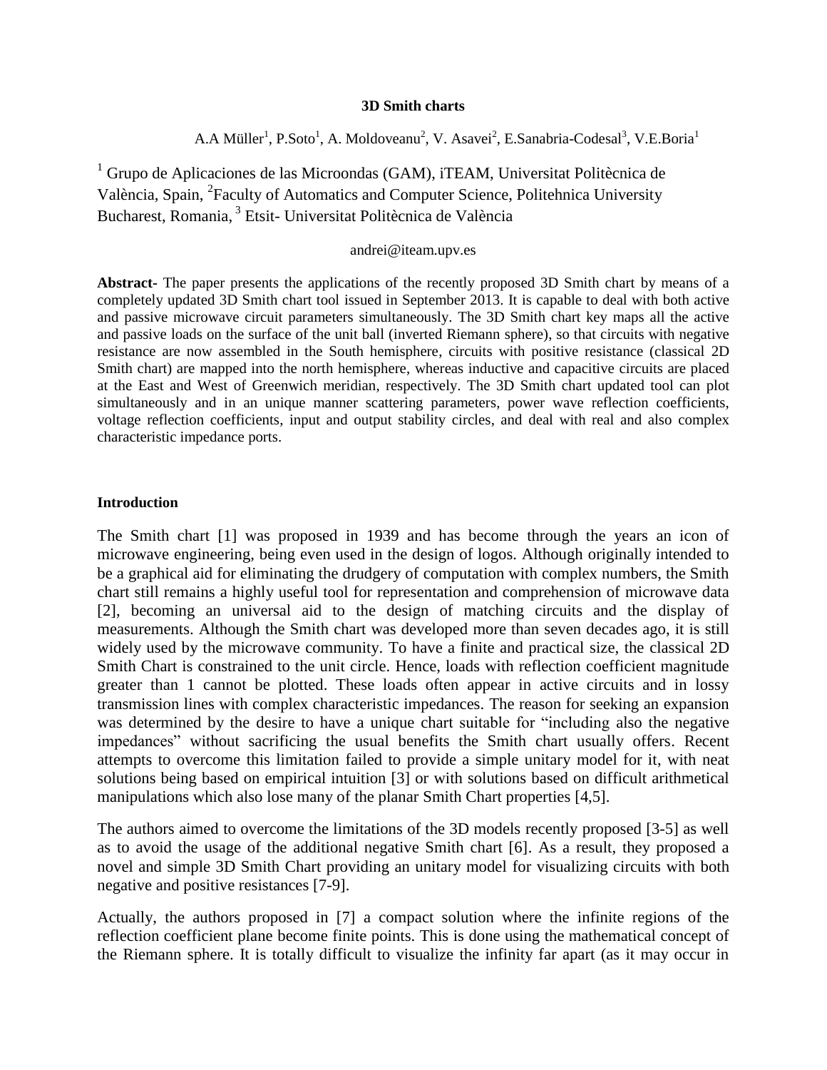# 3D Smith charts

A.A Müller[1], P.Soto[1], A. Moldoveanu[2], V. Asavei[2], E.Sanabria-Codesal[3], V.E.Boria[1]

[1] Grupo de Aplicaciones de las Microondas (GAM), iTEAM, Universitat Politècnica de València, Spain, [2]Faculty of Automatics and Computer Science, Politehnica University Bucharest, Romania, [3] Etsit- Universitat Politècnica de València

andrei@iteam.upv.es

**Abstract-** The paper presents the applications of the recently proposed 3D Smith chart by means of a completely updated 3D Smith chart tool issued in September 2013. It is capable to deal with both active and passive microwave circuit parameters simultaneously. The 3D Smith chart key maps all the active and passive loads on the surface of the unit ball (inverted Riemann sphere), so that circuits with negative resistance are now assembled in the South hemisphere, circuits with positive resistance (classical 2D Smith chart) are mapped into the north hemisphere, whereas inductive and capacitive circuits are placed at the East and West of Greenwich meridian, respectively. The 3D Smith chart updated tool can plot simultaneously and in an unique manner scattering parameters, power wave reflection coefficients, voltage reflection coefficients, input and output stability circles, and deal with real and also complex characteristic impedance ports.

## Introduction

The Smith chart [1] was proposed in 1939 and has become through the years an icon of microwave engineering, being even used in the design of logos. Although originally intended to be a graphical aid for eliminating the drudgery of computation with complex numbers, the Smith chart still remains a highly useful tool for representation and comprehension of microwave data [2], becoming an universal aid to the design of matching circuits and the display of measurements. Although the Smith chart was developed more than seven decades ago, it is still widely used by the microwave community. To have a finite and practical size, the classical 2D Smith Chart is constrained to the unit circle. Hence, loads with reflection coefficient magnitude greater than 1 cannot be plotted. These loads often appear in active circuits and in lossy transmission lines with complex characteristic impedances. The reason for seeking an expansion was determined by the desire to have a unique chart suitable for "including also the negative impedances" without sacrificing the usual benefits the Smith chart usually offers. Recent attempts to overcome this limitation failed to provide a simple unitary model for it, with neat solutions being based on empirical intuition [3] or with solutions based on difficult arithmetical manipulations which also lose many of the planar Smith Chart properties [4,5].

The authors aimed to overcome the limitations of the 3D models recently proposed [3-5] as well as to avoid the usage of the additional negative Smith chart [6]. As a result, they proposed a novel and simple 3D Smith Chart providing an unitary model for visualizing circuits with both negative and positive resistances [7-9].

Actually, the authors proposed in [7] a compact solution where the infinite regions of the reflection coefficient plane become finite points. This is done using the mathematical concept of the Riemann sphere. It is totally difficult to visualize the infinity far apart (as it may occur in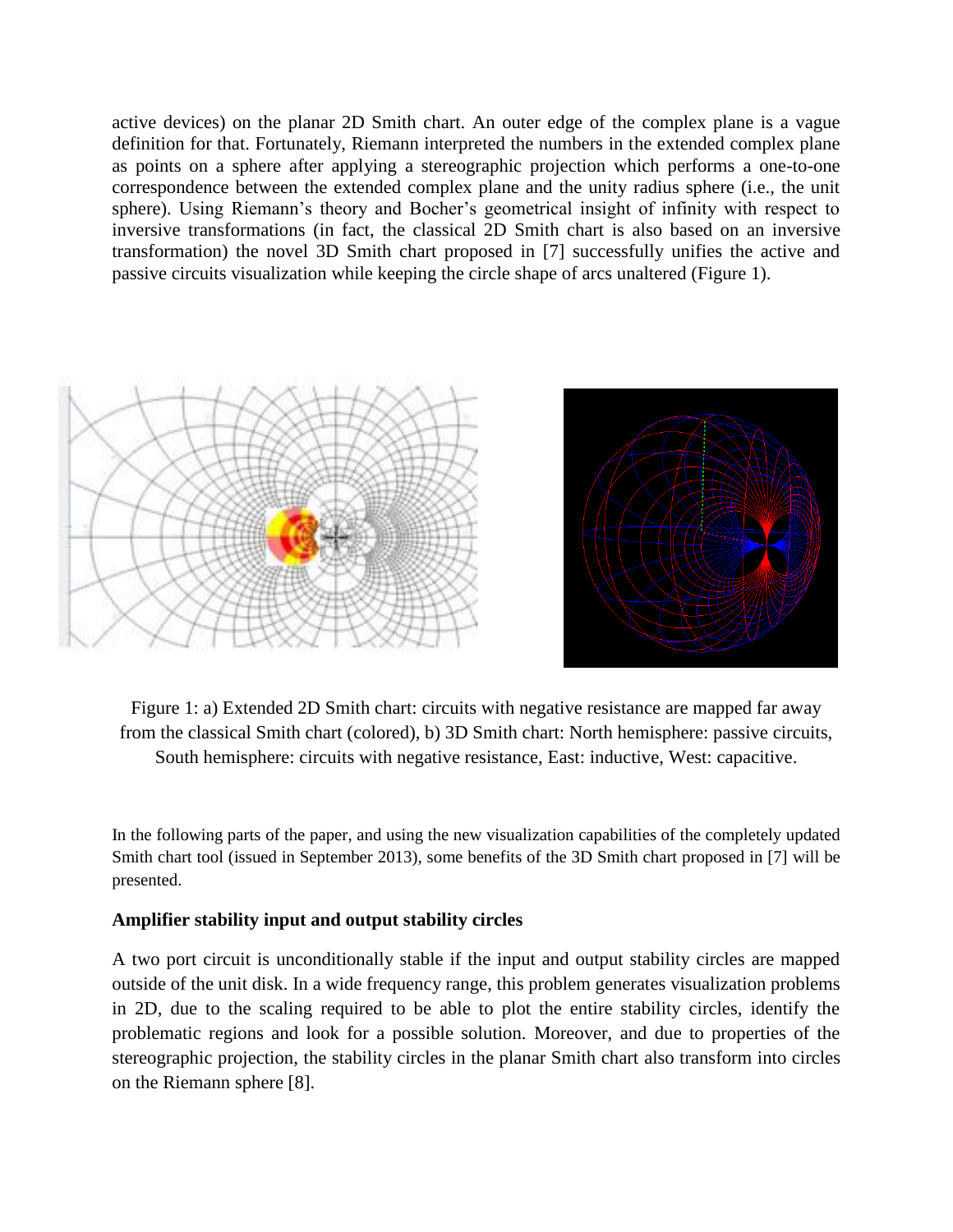active devices) on the planar 2D Smith chart. An outer edge of the complex plane is a vague definition for that. Fortunately, Riemann interpreted the numbers in the extended complex plane as points on a sphere after applying a stereographic projection which performs a one-to-one correspondence between the extended complex plane and the unity radius sphere (i.e., the unit sphere). Using Riemann's theory and Bocher's geometrical insight of infinity with respect to inversive transformations (in fact, the classical 2D Smith chart is also based on an inversive transformation) the novel 3D Smith chart proposed in [7] successfully unifies the active and passive circuits visualization while keeping the circle shape of arcs unaltered (Figure 1).

Figure 1: a) Extended 2D Smith chart: circuits with negative resistance are mapped far away from the classical Smith chart (colored), b) 3D Smith chart: North hemisphere: passive circuits, South hemisphere: circuits with negative resistance, East: inductive, West: capacitive.

In the following parts of the paper, and using the new visualization capabilities of the completely updated Smith chart tool (issued in September 2013), some benefits of the 3D Smith chart proposed in [7] will be presented.

**Amplifier stability input and output stability circles**

A two port circuit is unconditionally stable if the input and output stability circles are mapped outside of the unit disk. In a wide frequency range, this problem generates visualization problems in 2D, due to the scaling required to be able to plot the entire stability circles, identify the problematic regions and look for a possible solution. Moreover, and due to properties of the stereographic projection, the stability circles in the planar Smith chart also transform into circles on the Riemann sphere [8].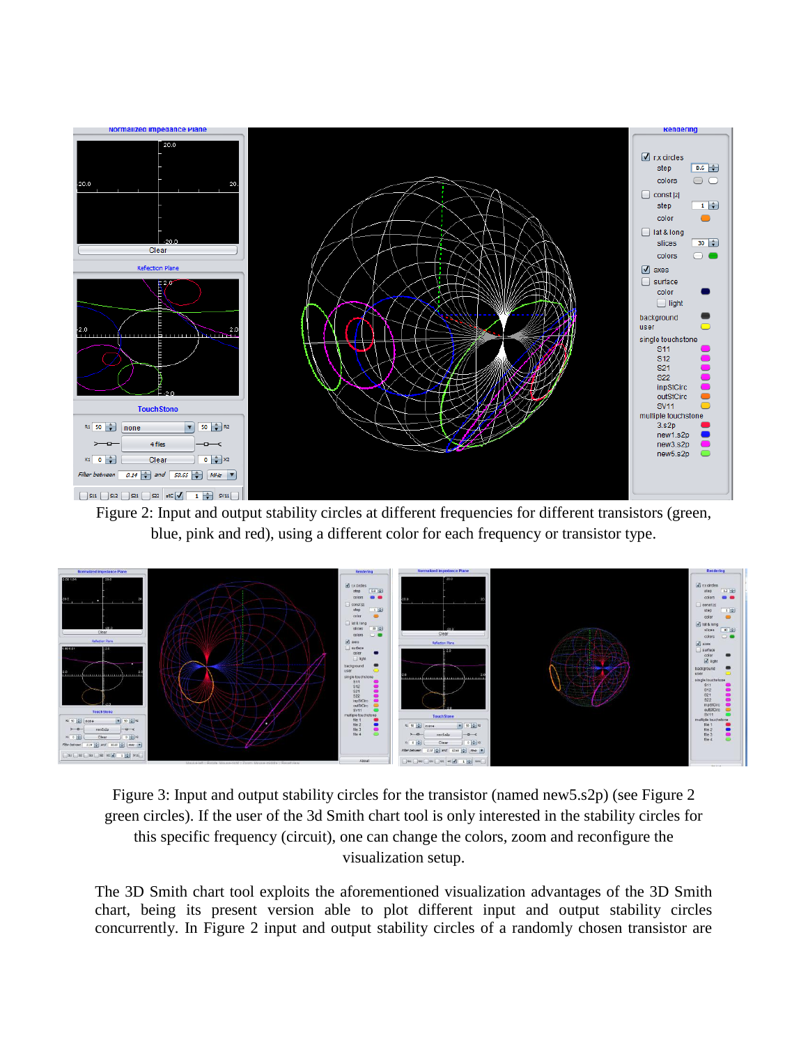Figure 2: Input and output stability circles at different frequencies for different transistors (green, blue, pink and red), using a different color for each frequency or transistor type.

Figure 3: Input and output stability circles for the transistor (named new5.s2p) (see Figure 2 green circles). If the user of the 3d Smith chart tool is only interested in the stability circles for this specific frequency (circuit), one can change the colors, zoom and reconfigure the visualization setup.

The 3D Smith chart tool exploits the aforementioned visualization advantages of the 3D Smith chart, being its present version able to plot different input and output stability circles concurrently. In Figure 2 input and output stability circles of a randomly chosen transistor are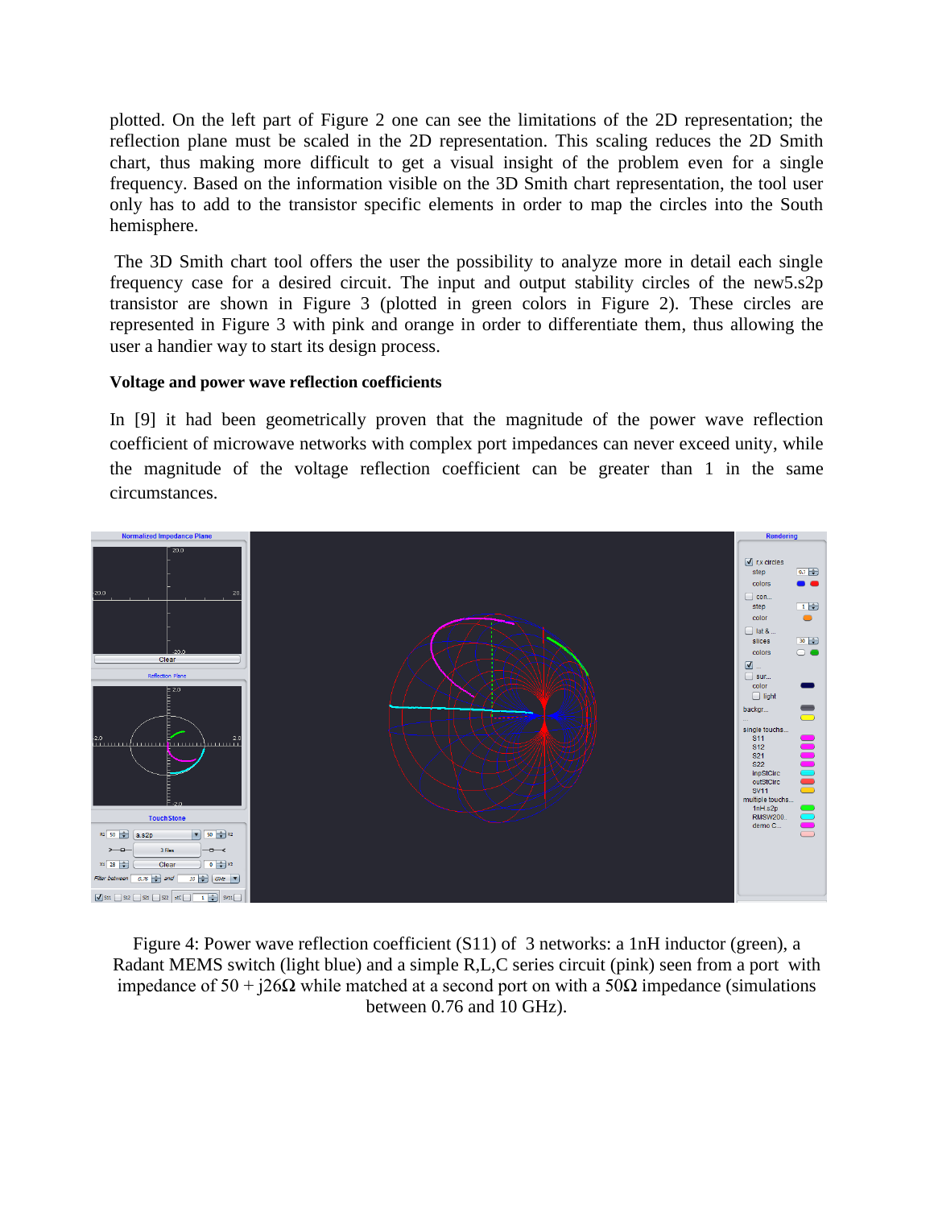plotted. On the left part of Figure 2 one can see the limitations of the 2D representation; the reflection plane must be scaled in the 2D representation. This scaling reduces the 2D Smith chart, thus making more difficult to get a visual insight of the problem even for a single frequency. Based on the information visible on the 3D Smith chart representation, the tool user only has to add to the transistor specific elements in order to map the circles into the South hemisphere.

The 3D Smith chart tool offers the user the possibility to analyze more in detail each single frequency case for a desired circuit. The input and output stability circles of the new5.s2p transistor are shown in Figure 3 (plotted in green colors in Figure 2). These circles are represented in Figure 3 with pink and orange in order to differentiate them, thus allowing the user a handier way to start its design process.

**Voltage and power wave reflection coefficients**

In [9] it had been geometrically proven that the magnitude of the power wave reflection coefficient of microwave networks with complex port impedances can never exceed unity, while the magnitude of the voltage reflection coefficient can be greater than 1 in the same circumstances.

Figure 4: Power wave reflection coefficient (S11) of 3 networks: a 1nH inductor (green), a Radant MEMS switch (light blue) and a simple R,L,C series circuit (pink) seen from a port with impedance of 50 + j26Ω while matched at a second port on with a 50Ω impedance (simulations between 0.76 and 10 GHz).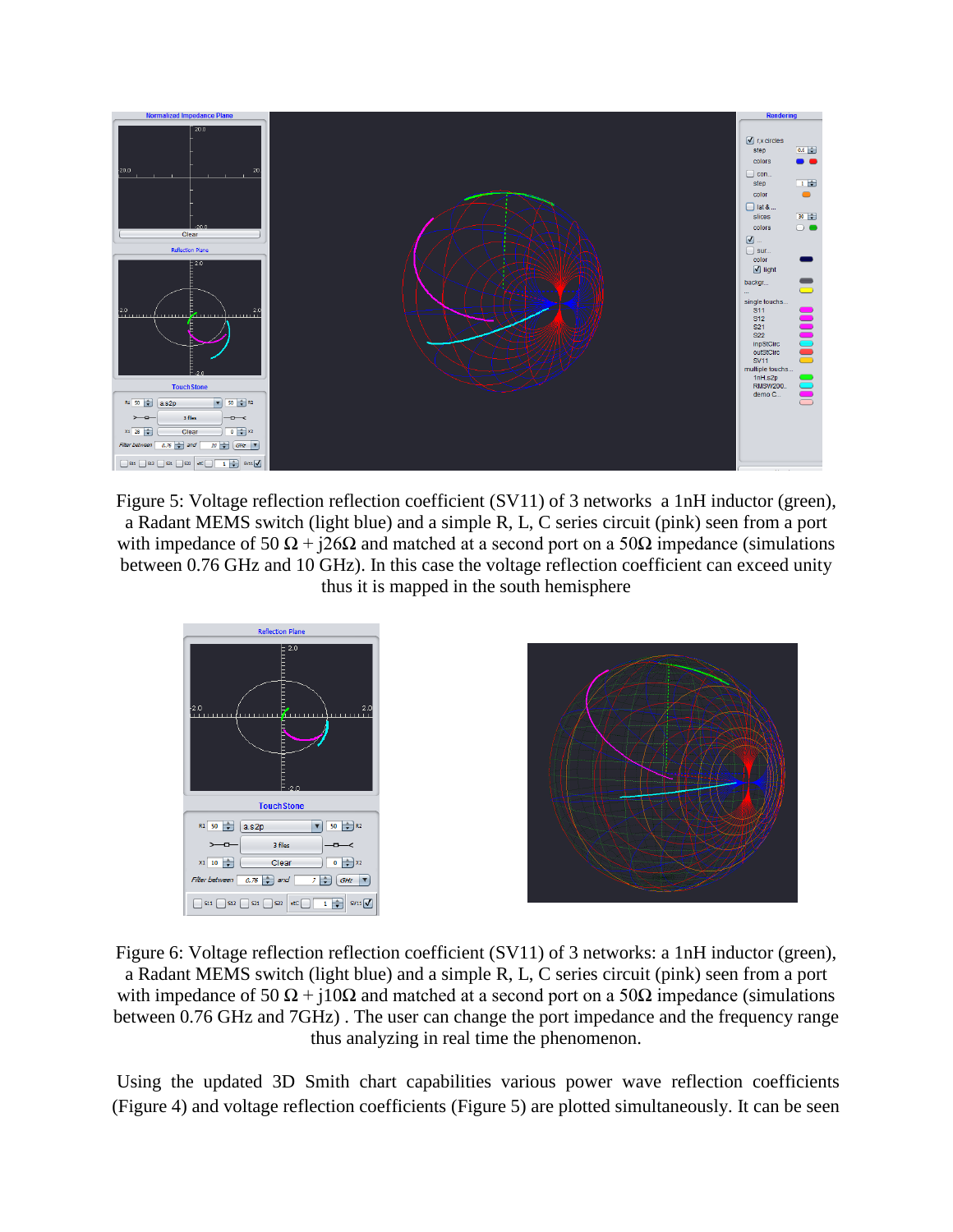Figure 5: Voltage reflection reflection coefficient (SV11) of 3 networks a 1nH inductor (green), a Radant MEMS switch (light blue) and a simple R, L, C series circuit (pink) seen from a port with impedance of 50 Ω + j26Ω and matched at a second port on a 50Ω impedance (simulations between 0.76 GHz and 10 GHz). In this case the voltage reflection coefficient can exceed unity thus it is mapped in the south hemisphere

Figure 6: Voltage reflection reflection coefficient (SV11) of 3 networks: a 1nH inductor (green), a Radant MEMS switch (light blue) and a simple R, L, C series circuit (pink) seen from a port with impedance of 50 Ω + j10Ω and matched at a second port on a 50Ω impedance (simulations between 0.76 GHz and 7GHz) . The user can change the port impedance and the frequency range thus analyzing in real time the phenomenon.

Using the updated 3D Smith chart capabilities various power wave reflection coefficients (Figure 4) and voltage reflection coefficients (Figure 5) are plotted simultaneously. It can be seen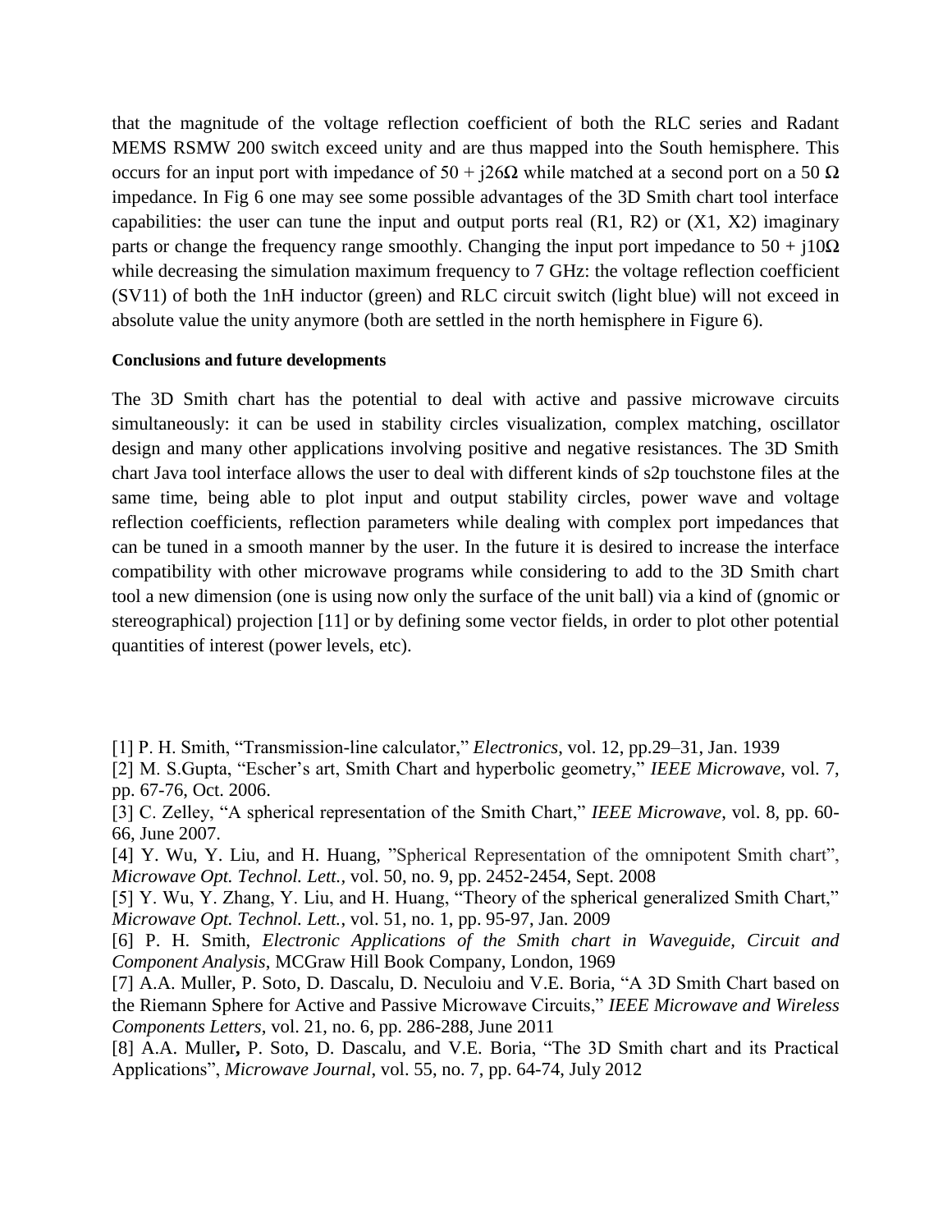that the magnitude of the voltage reflection coefficient of both the RLC series and Radant MEMS RSMW 200 switch exceed unity and are thus mapped into the South hemisphere. This occurs for an input port with impedance of $50 + j26\Omega$ while matched at a second port on a 50 $\Omega$ impedance. In Fig 6 one may see some possible advantages of the 3D Smith chart tool interface capabilities: the user can tune the input and output ports real (R1, R2) or (X1, X2) imaginary parts or change the frequency range smoothly. Changing the input port impedance to $50 + j10\Omega$ while decreasing the simulation maximum frequency to 7 GHz: the voltage reflection coefficient (SV11) of both the 1nH inductor (green) and RLC circuit switch (light blue) will not exceed in absolute value the unity anymore (both are settled in the north hemisphere in Figure 6).

**Conclusions and future developments**

The 3D Smith chart has the potential to deal with active and passive microwave circuits simultaneously: it can be used in stability circles visualization, complex matching, oscillator design and many other applications involving positive and negative resistances. The 3D Smith chart Java tool interface allows the user to deal with different kinds of s2p touchstone files at the same time, being able to plot input and output stability circles, power wave and voltage reflection coefficients, reflection parameters while dealing with complex port impedances that can be tuned in a smooth manner by the user. In the future it is desired to increase the interface compatibility with other microwave programs while considering to add to the 3D Smith chart tool a new dimension (one is using now only the surface of the unit ball) via a kind of (gnomic or stereographical) projection [11] or by defining some vector fields, in order to plot other potential quantities of interest (power levels, etc).

[1] P. H. Smith, "Transmission-line calculator," *Electronics*, vol. 12, pp.29–31, Jan. 1939

[2] M. S.Gupta, "Escher's art, Smith Chart and hyperbolic geometry," *IEEE Microwave*, vol. 7, pp. 67-76, Oct. 2006.

[3] C. Zelley, "A spherical representation of the Smith Chart," *IEEE Microwave*, vol. 8, pp. 60-66, June 2007.

[4] Y. Wu, Y. Liu, and H. Huang, "Spherical Representation of the omnipotent Smith chart", *Microwave Opt. Technol. Lett.*, vol. 50, no. 9, pp. 2452-2454, Sept. 2008

[5] Y. Wu, Y. Zhang, Y. Liu, and H. Huang, "Theory of the spherical generalized Smith Chart," *Microwave Opt. Technol. Lett.*, vol. 51, no. 1, pp. 95-97, Jan. 2009

[6] P. H. Smith, *Electronic Applications of the Smith chart in Waveguide, Circuit and Component Analysis*, MCGraw Hill Book Company, London, 1969

[7] A.A. Muller, P. Soto, D. Dascalu, D. Neculoiu and V.E. Boria, "A 3D Smith Chart based on the Riemann Sphere for Active and Passive Microwave Circuits," *IEEE Microwave and Wireless Components Letters*, vol. 21, no. 6, pp. 286-288, June 2011

[8] A.A. Muller**,** P. Soto, D. Dascalu, and V.E. Boria, "The 3D Smith chart and its Practical Applications", *Microwave Journal*, vol. 55, no. 7, pp. 64-74, July 2012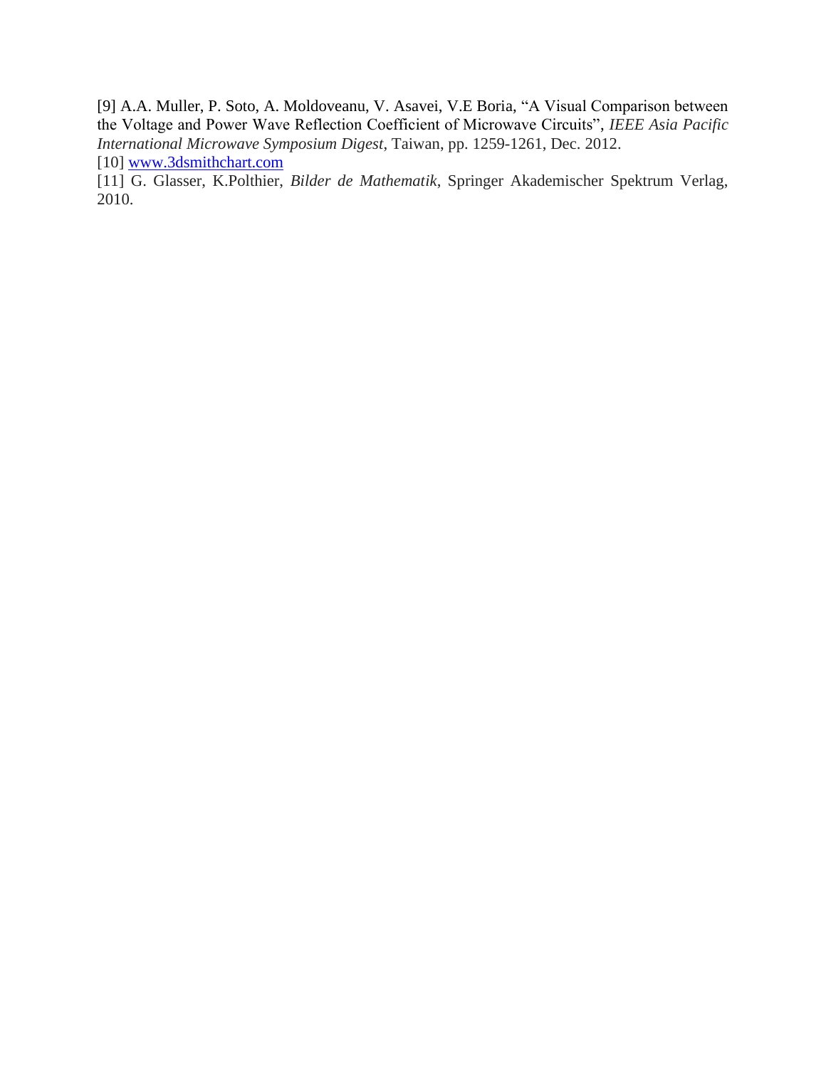[9] A.A. Muller, P. Soto, A. Moldoveanu, V. Asavei, V.E Boria, "A Visual Comparison between the Voltage and Power Wave Reflection Coefficient of Microwave Circuits", *IEEE Asia Pacific International Microwave Symposium Digest*, Taiwan, pp. 1259-1261, Dec. 2012.

[10] [www.3dsmithchart.com](http://www.3dsmithchart.com)

[11] G. Glasser, K.Polthier, *Bilder de Mathematik*, Springer Akademischer Spektrum Verlag, 2010.